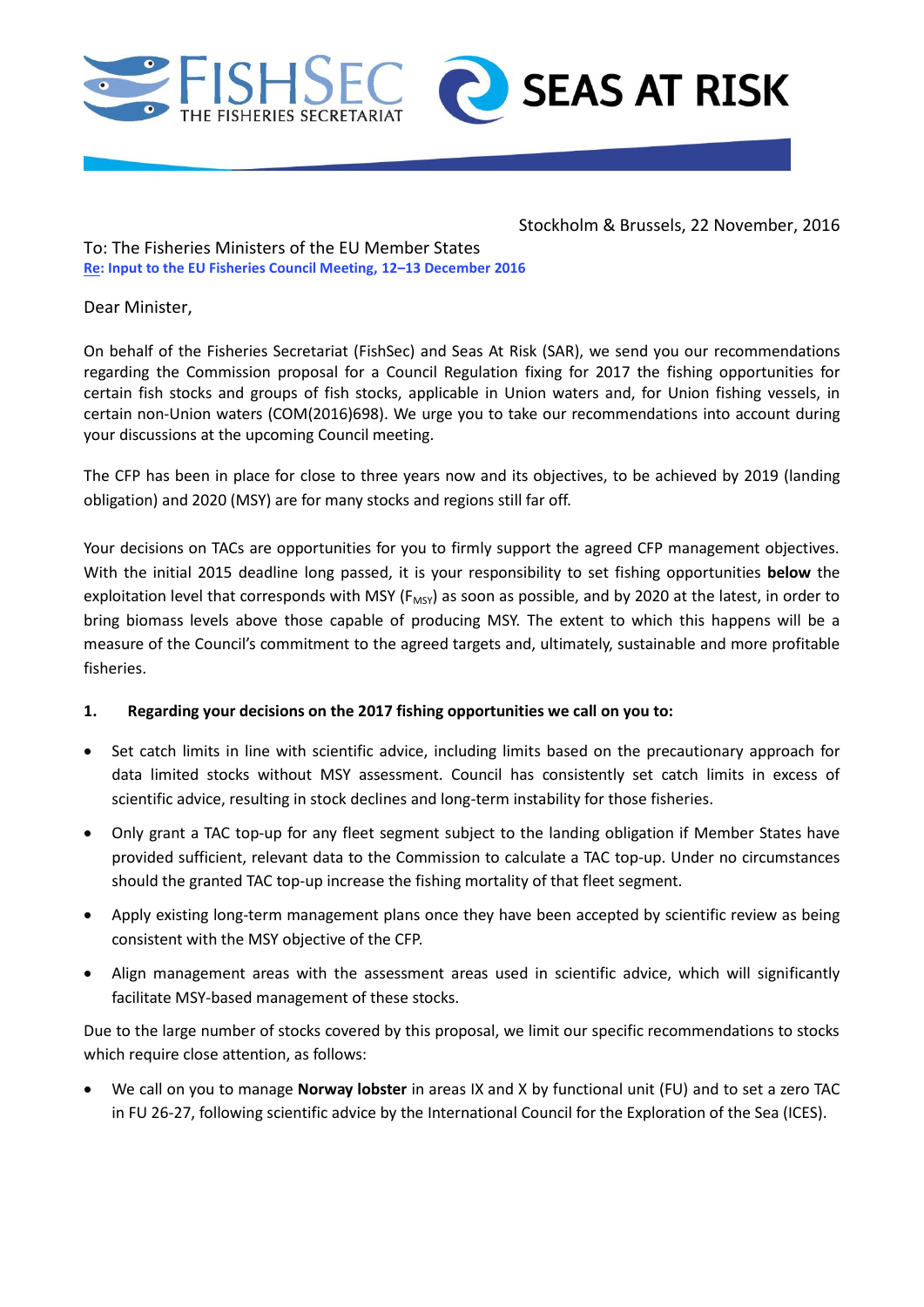Stockholm & Brussels, 22 November, 2016

To: The Fisheries Ministers of the EU Member States
**Re: Input to the EU Fisheries Council Meeting, 12–13 December 2016**

Dear Minister,

On behalf of the Fisheries Secretariat (FishSec) and Seas At Risk (SAR), we send you our recommendations regarding the Commission proposal for a Council Regulation fixing for 2017 the fishing opportunities for certain fish stocks and groups of fish stocks, applicable in Union waters and, for Union fishing vessels, in certain non-Union waters (COM(2016)698). We urge you to take our recommendations into account during your discussions at the upcoming Council meeting.

The CFP has been in place for close to three years now and its objectives, to be achieved by 2019 (landing obligation) and 2020 (MSY) are for many stocks and regions still far off.

Your decisions on TACs are opportunities for you to firmly support the agreed CFP management objectives. With the initial 2015 deadline long passed, it is your responsibility to set fishing opportunities **below** the exploitation level that corresponds with MSY ($F_{MSY}$) as soon as possible, and by 2020 at the latest, in order to bring biomass levels above those capable of producing MSY. The extent to which this happens will be a measure of the Council's commitment to the agreed targets and, ultimately, sustainable and more profitable fisheries.

**1. Regarding your decisions on the 2017 fishing opportunities we call on you to:**

- Set catch limits in line with scientific advice, including limits based on the precautionary approach for data limited stocks without MSY assessment. Council has consistently set catch limits in excess of scientific advice, resulting in stock declines and long-term instability for those fisheries.
- Only grant a TAC top-up for any fleet segment subject to the landing obligation if Member States have provided sufficient, relevant data to the Commission to calculate a TAC top-up. Under no circumstances should the granted TAC top-up increase the fishing mortality of that fleet segment.
- Apply existing long-term management plans once they have been accepted by scientific review as being consistent with the MSY objective of the CFP.
- Align management areas with the assessment areas used in scientific advice, which will significantly facilitate MSY-based management of these stocks.

Due to the large number of stocks covered by this proposal, we limit our specific recommendations to stocks which require close attention, as follows:

- We call on you to manage **Norway lobster** in areas IX and X by functional unit (FU) and to set a zero TAC in FU 26-27, following scientific advice by the International Council for the Exploration of the Sea (ICES).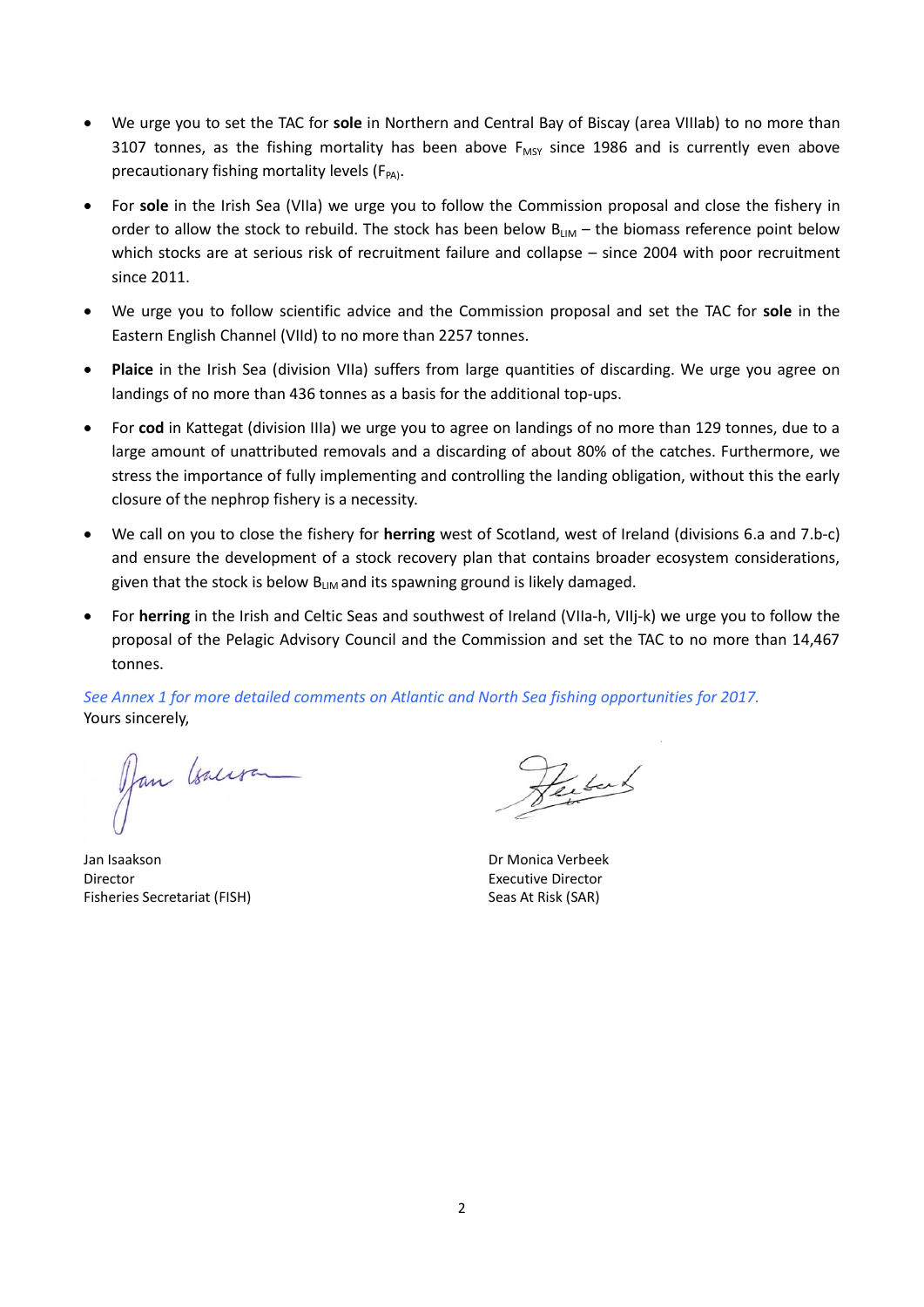- We urge you to set the TAC for **sole** in Northern and Central Bay of Biscay (area VIIIab) to no more than 3107 tonnes, as the fishing mortality has been above $F_{MSY}$ since 1986 and is currently even above precautionary fishing mortality levels ($F_{PA}$).
- For **sole** in the Irish Sea (VIIa) we urge you to follow the Commission proposal and close the fishery in order to allow the stock to rebuild. The stock has been below $B_{LIM}$ – the biomass reference point below which stocks are at serious risk of recruitment failure and collapse – since 2004 with poor recruitment since 2011.
- We urge you to follow scientific advice and the Commission proposal and set the TAC for **sole** in the Eastern English Channel (VIId) to no more than 2257 tonnes.
- **Plaice** in the Irish Sea (division VIIa) suffers from large quantities of discarding. We urge you agree on landings of no more than 436 tonnes as a basis for the additional top-ups.
- For **cod** in Kattegat (division IIIa) we urge you to agree on landings of no more than 129 tonnes, due to a large amount of unattributed removals and a discarding of about 80% of the catches. Furthermore, we stress the importance of fully implementing and controlling the landing obligation, without this the early closure of the nephrop fishery is a necessity.
- We call on you to close the fishery for **herring** west of Scotland, west of Ireland (divisions 6.a and 7.b-c) and ensure the development of a stock recovery plan that contains broader ecosystem considerations, given that the stock is below $B_{LIM}$ and its spawning ground is likely damaged.
- For **herring** in the Irish and Celtic Seas and southwest of Ireland (VIIa-h, VIIj-k) we urge you to follow the proposal of the Pelagic Advisory Council and the Commission and set the TAC to no more than 14,467 tonnes.

*See Annex 1 for more detailed comments on Atlantic and North Sea fishing opportunities for 2017.*

Yours sincerely,

Jan Isaakson
Director
Fisheries Secretariat (FISH)

Dr Monica Verbeek
Executive Director
Seas At Risk (SAR)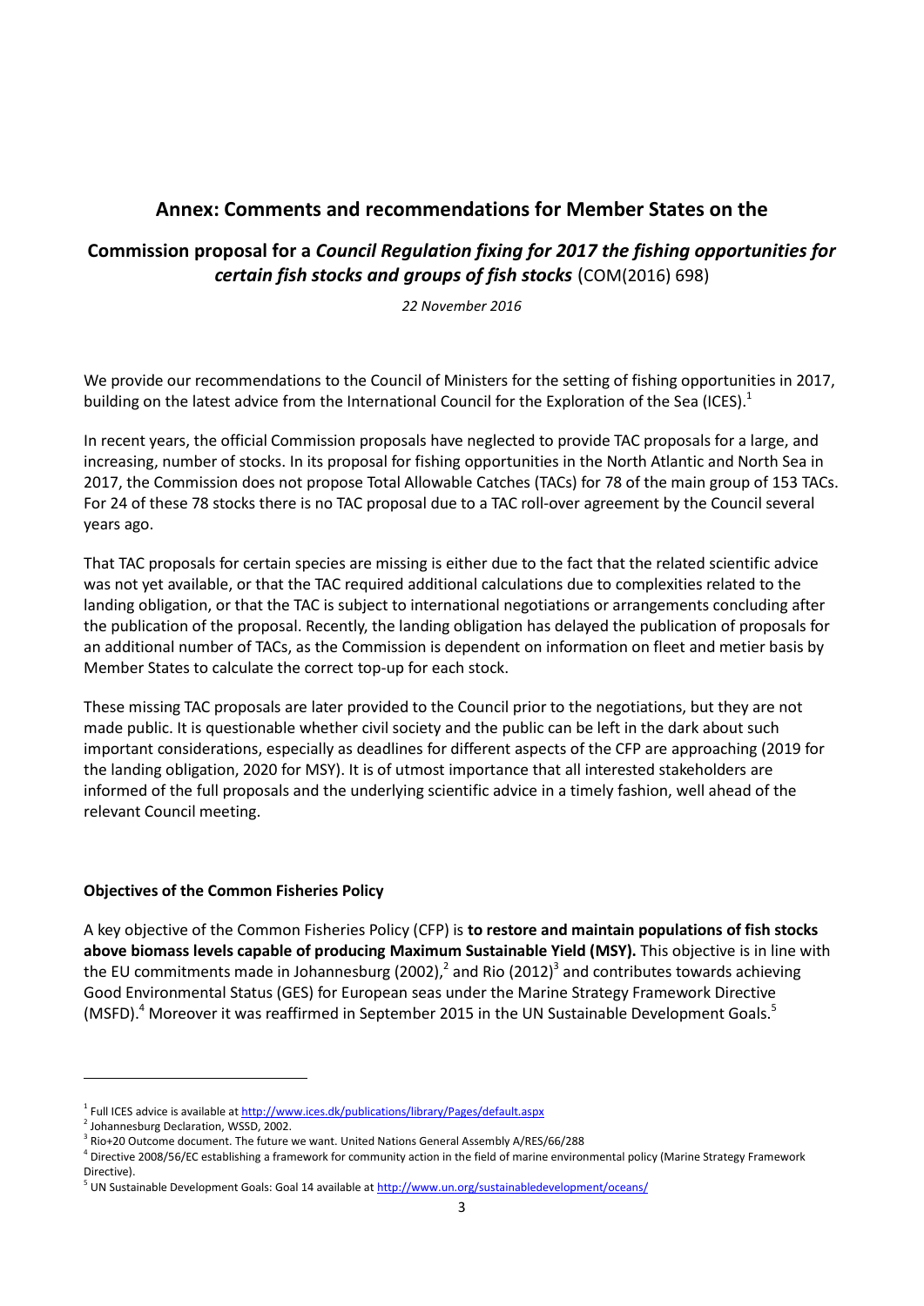## Annex: Comments and recommendations for Member States on the

## Commission proposal for a *Council Regulation fixing for 2017 the fishing opportunities for certain fish stocks and groups of fish stocks* (COM(2016) 698)

*22 November 2016*

We provide our recommendations to the Council of Ministers for the setting of fishing opportunities in 2017, building on the latest advice from the International Council for the Exploration of the Sea (ICES).[1]

In recent years, the official Commission proposals have neglected to provide TAC proposals for a large, and increasing, number of stocks. In its proposal for fishing opportunities in the North Atlantic and North Sea in 2017, the Commission does not propose Total Allowable Catches (TACs) for 78 of the main group of 153 TACs. For 24 of these 78 stocks there is no TAC proposal due to a TAC roll-over agreement by the Council several years ago.

That TAC proposals for certain species are missing is either due to the fact that the related scientific advice was not yet available, or that the TAC required additional calculations due to complexities related to the landing obligation, or that the TAC is subject to international negotiations or arrangements concluding after the publication of the proposal. Recently, the landing obligation has delayed the publication of proposals for an additional number of TACs, as the Commission is dependent on information on fleet and metier basis by Member States to calculate the correct top-up for each stock.

These missing TAC proposals are later provided to the Council prior to the negotiations, but they are not made public. It is questionable whether civil society and the public can be left in the dark about such important considerations, especially as deadlines for different aspects of the CFP are approaching (2019 for the landing obligation, 2020 for MSY). It is of utmost importance that all interested stakeholders are informed of the full proposals and the underlying scientific advice in a timely fashion, well ahead of the relevant Council meeting.

### Objectives of the Common Fisheries Policy

A key objective of the Common Fisheries Policy (CFP) is **to restore and maintain populations of fish stocks above biomass levels capable of producing Maximum Sustainable Yield (MSY).** This objective is in line with the EU commitments made in Johannesburg (2002),[2] and Rio (2012)[3] and contributes towards achieving Good Environmental Status (GES) for European seas under the Marine Strategy Framework Directive (MSFD).[4] Moreover it was reaffirmed in September 2015 in the UN Sustainable Development Goals.[5]

---

[1] Full ICES advice is available at http://www.ices.dk/publications/library/Pages/default.aspx

[2] Johannesburg Declaration, WSSD, 2002.

[3] Rio+20 Outcome document. The future we want. United Nations General Assembly A/RES/66/288

[4] Directive 2008/56/EC establishing a framework for community action in the field of marine environmental policy (Marine Strategy Framework Directive).

[5] UN Sustainable Development Goals: Goal 14 available at http://www.un.org/sustainabledevelopment/oceans/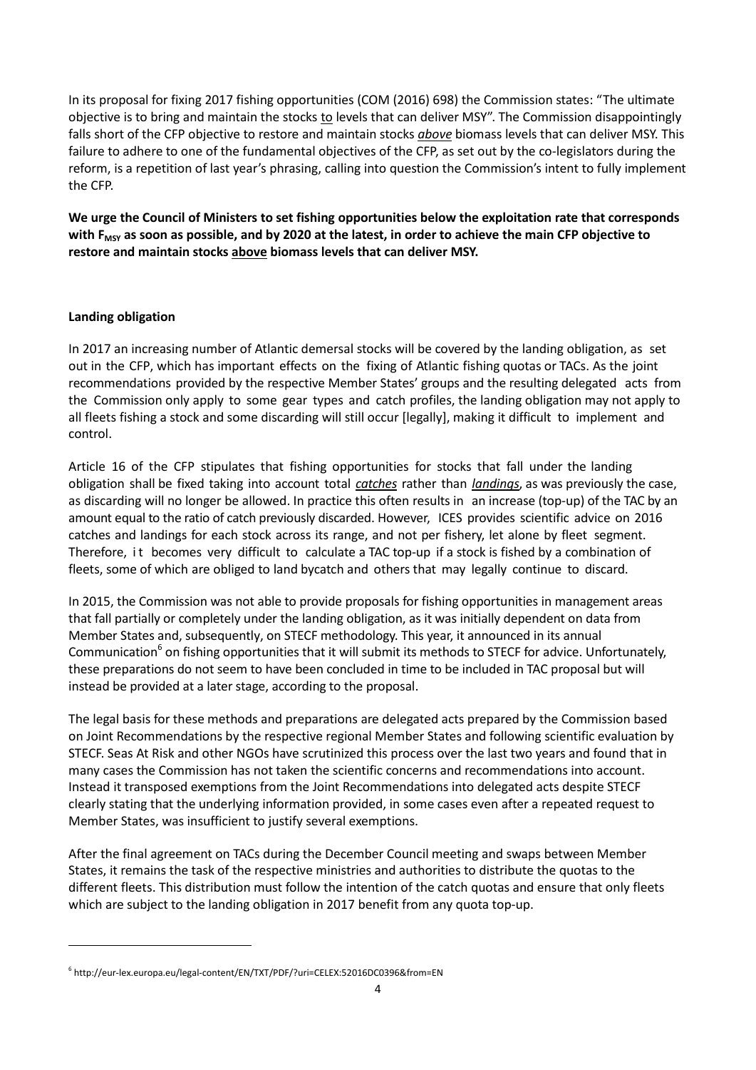In its proposal for fixing 2017 fishing opportunities (COM (2016) 698) the Commission states: "The ultimate objective is to bring and maintain the stocks to levels that can deliver MSY". The Commission disappointingly falls short of the CFP objective to restore and maintain stocks ***above*** biomass levels that can deliver MSY. This failure to adhere to one of the fundamental objectives of the CFP, as set out by the co-legislators during the reform, is a repetition of last year's phrasing, calling into question the Commission's intent to fully implement the CFP.

**We urge the Council of Ministers to set fishing opportunities below the exploitation rate that corresponds with $F_{MSY}$ as soon as possible, and by 2020 at the latest, in order to achieve the main CFP objective to restore and maintain stocks above biomass levels that can deliver MSY.**

**Landing obligation**

In 2017 an increasing number of Atlantic demersal stocks will be covered by the landing obligation, as set out in the CFP, which has important effects on the fixing of Atlantic fishing quotas or TACs. As the joint recommendations provided by the respective Member States' groups and the resulting delegated acts from the Commission only apply to some gear types and catch profiles, the landing obligation may not apply to all fleets fishing a stock and some discarding will still occur [legally], making it difficult to implement and control.

Article 16 of the CFP stipulates that fishing opportunities for stocks that fall under the landing obligation shall be fixed taking into account total ***catches*** rather than ***landings***, as was previously the case, as discarding will no longer be allowed. In practice this often results in an increase (top-up) of the TAC by an amount equal to the ratio of catch previously discarded. However, ICES provides scientific advice on 2016 catches and landings for each stock across its range, and not per fishery, let alone by fleet segment. Therefore, it becomes very difficult to calculate a TAC top-up if a stock is fished by a combination of fleets, some of which are obliged to land bycatch and others that may legally continue to discard.

In 2015, the Commission was not able to provide proposals for fishing opportunities in management areas that fall partially or completely under the landing obligation, as it was initially dependent on data from Member States and, subsequently, on STECF methodology. This year, it announced in its annual Communication[6] on fishing opportunities that it will submit its methods to STECF for advice. Unfortunately, these preparations do not seem to have been concluded in time to be included in TAC proposal but will instead be provided at a later stage, according to the proposal.

The legal basis for these methods and preparations are delegated acts prepared by the Commission based on Joint Recommendations by the respective regional Member States and following scientific evaluation by STECF. Seas At Risk and other NGOs have scrutinized this process over the last two years and found that in many cases the Commission has not taken the scientific concerns and recommendations into account. Instead it transposed exemptions from the Joint Recommendations into delegated acts despite STECF clearly stating that the underlying information provided, in some cases even after a repeated request to Member States, was insufficient to justify several exemptions.

After the final agreement on TACs during the December Council meeting and swaps between Member States, it remains the task of the respective ministries and authorities to distribute the quotas to the different fleets. This distribution must follow the intention of the catch quotas and ensure that only fleets which are subject to the landing obligation in 2017 benefit from any quota top-up.

---

[6] http://eur-lex.europa.eu/legal-content/EN/TXT/PDF/?uri=CELEX:52016DC0396&from=EN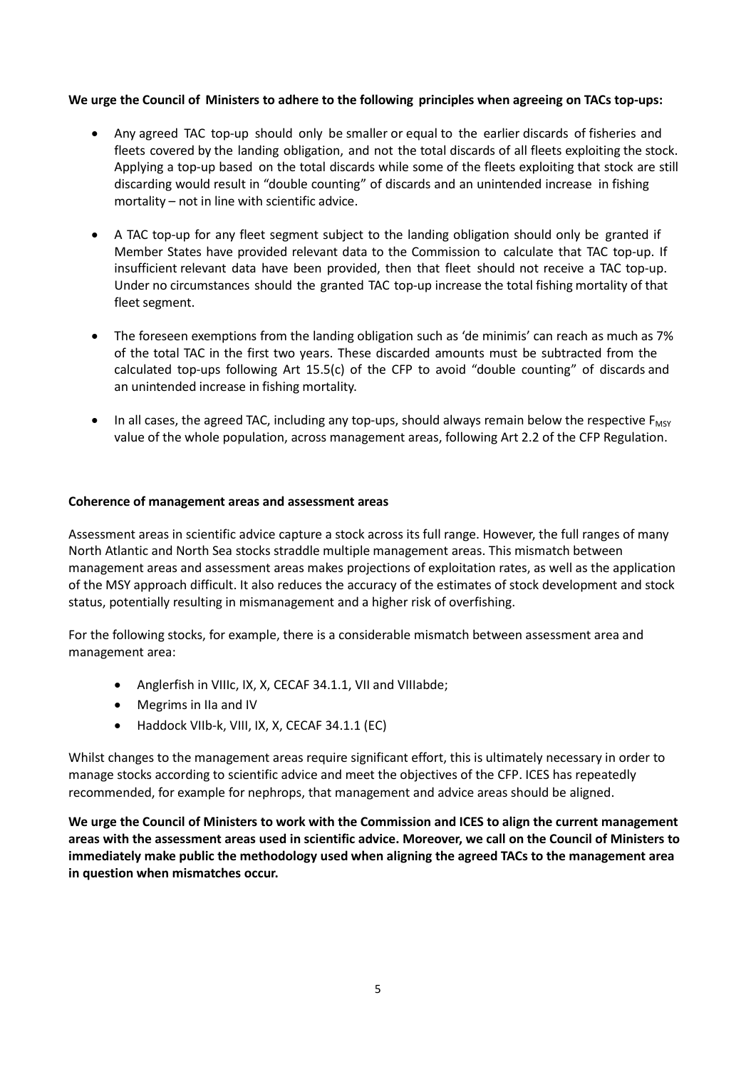**We urge the Council of Ministers to adhere to the following principles when agreeing on TACs top-ups:**

- Any agreed TAC top-up should only be smaller or equal to the earlier discards of fisheries and fleets covered by the landing obligation, and not the total discards of all fleets exploiting the stock. Applying a top-up based on the total discards while some of the fleets exploiting that stock are still discarding would result in "double counting" of discards and an unintended increase in fishing mortality – not in line with scientific advice.
- A TAC top-up for any fleet segment subject to the landing obligation should only be granted if Member States have provided relevant data to the Commission to calculate that TAC top-up. If insufficient relevant data have been provided, then that fleet should not receive a TAC top-up. Under no circumstances should the granted TAC top-up increase the total fishing mortality of that fleet segment.
- The foreseen exemptions from the landing obligation such as 'de minimis' can reach as much as 7% of the total TAC in the first two years. These discarded amounts must be subtracted from the calculated top-ups following Art 15.5(c) of the CFP to avoid "double counting" of discards and an unintended increase in fishing mortality.
- In all cases, the agreed TAC, including any top-ups, should always remain below the respective $F_{MSY}$ value of the whole population, across management areas, following Art 2.2 of the CFP Regulation.

**Coherence of management areas and assessment areas**

Assessment areas in scientific advice capture a stock across its full range. However, the full ranges of many North Atlantic and North Sea stocks straddle multiple management areas. This mismatch between management areas and assessment areas makes projections of exploitation rates, as well as the application of the MSY approach difficult. It also reduces the accuracy of the estimates of stock development and stock status, potentially resulting in mismanagement and a higher risk of overfishing.

For the following stocks, for example, there is a considerable mismatch between assessment area and management area:

- Anglerfish in VIIIc, IX, X, CECAF 34.1.1, VII and VIIIabde;
- Megrims in IIa and IV
- Haddock VIIb-k, VIII, IX, X, CECAF 34.1.1 (EC)

Whilst changes to the management areas require significant effort, this is ultimately necessary in order to manage stocks according to scientific advice and meet the objectives of the CFP. ICES has repeatedly recommended, for example for nephrops, that management and advice areas should be aligned.

**We urge the Council of Ministers to work with the Commission and ICES to align the current management areas with the assessment areas used in scientific advice. Moreover, we call on the Council of Ministers to immediately make public the methodology used when aligning the agreed TACs to the management area in question when mismatches occur.**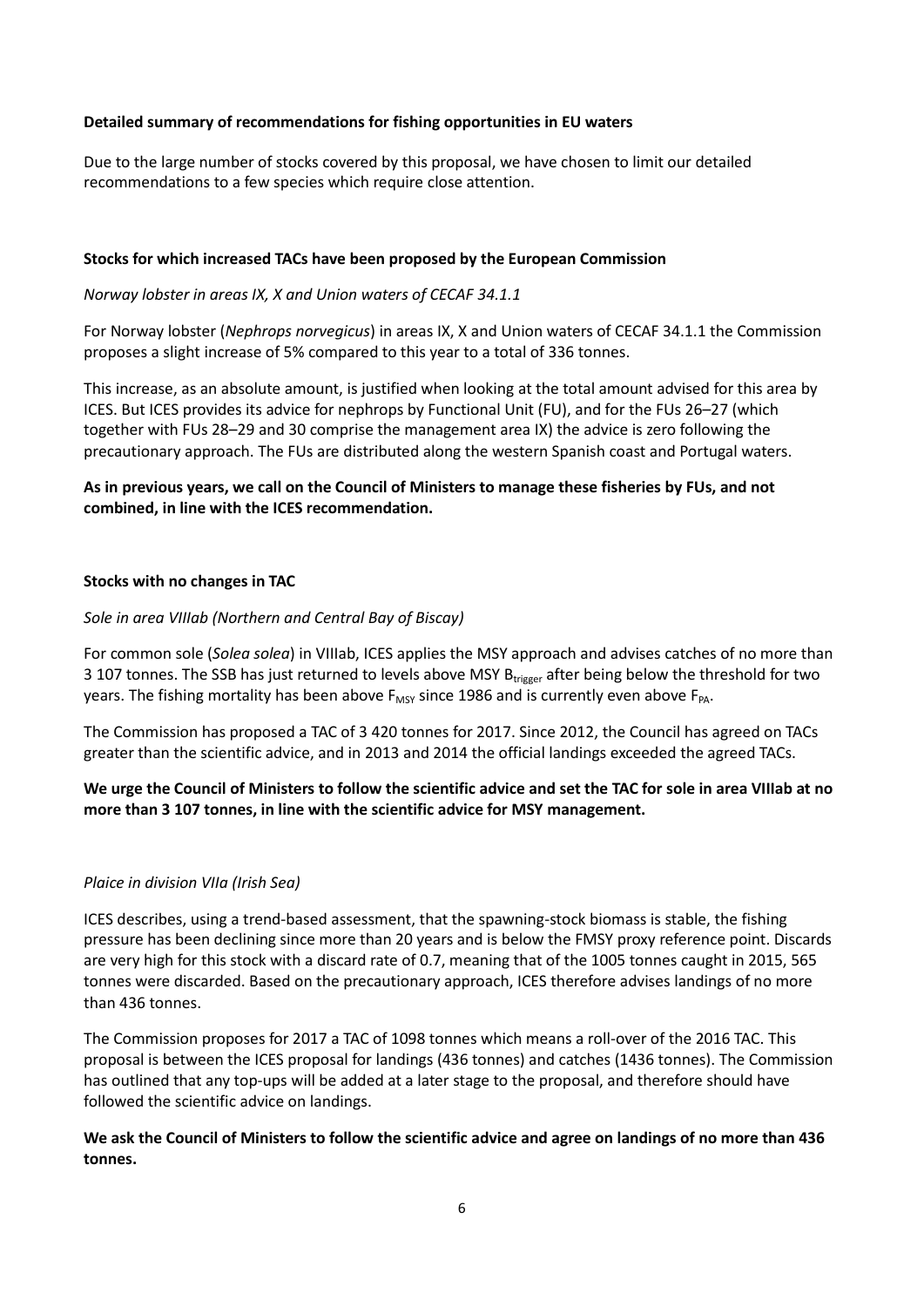### Detailed summary of recommendations for fishing opportunities in EU waters

Due to the large number of stocks covered by this proposal, we have chosen to limit our detailed recommendations to a few species which require close attention.

#### Stocks for which increased TACs have been proposed by the European Commission

*Norway lobster in areas IX, X and Union waters of CECAF 34.1.1*

For Norway lobster (*Nephrops norvegicus*) in areas IX, X and Union waters of CECAF 34.1.1 the Commission proposes a slight increase of 5% compared to this year to a total of 336 tonnes.

This increase, as an absolute amount, is justified when looking at the total amount advised for this area by ICES. But ICES provides its advice for nephrops by Functional Unit (FU), and for the FUs 26–27 (which together with FUs 28–29 and 30 comprise the management area IX) the advice is zero following the precautionary approach. The FUs are distributed along the western Spanish coast and Portugal waters.

**As in previous years, we call on the Council of Ministers to manage these fisheries by FUs, and not combined, in line with the ICES recommendation.**

#### Stocks with no changes in TAC

*Sole in area VIIIab (Northern and Central Bay of Biscay)*

For common sole (*Solea solea*) in VIIIab, ICES applies the MSY approach and advises catches of no more than 3 107 tonnes. The SSB has just returned to levels above MSY $B_{trigger}$ after being below the threshold for two years. The fishing mortality has been above $F_{MSY}$ since 1986 and is currently even above $F_{PA}$.

The Commission has proposed a TAC of 3 420 tonnes for 2017. Since 2012, the Council has agreed on TACs greater than the scientific advice, and in 2013 and 2014 the official landings exceeded the agreed TACs.

**We urge the Council of Ministers to follow the scientific advice and set the TAC for sole in area VIIIab at no more than 3 107 tonnes, in line with the scientific advice for MSY management.**

*Plaice in division VIIa (Irish Sea)*

ICES describes, using a trend-based assessment, that the spawning-stock biomass is stable, the fishing pressure has been declining since more than 20 years and is below the FMSY proxy reference point. Discards are very high for this stock with a discard rate of 0.7, meaning that of the 1005 tonnes caught in 2015, 565 tonnes were discarded. Based on the precautionary approach, ICES therefore advises landings of no more than 436 tonnes.

The Commission proposes for 2017 a TAC of 1098 tonnes which means a roll-over of the 2016 TAC. This proposal is between the ICES proposal for landings (436 tonnes) and catches (1436 tonnes). The Commission has outlined that any top-ups will be added at a later stage to the proposal, and therefore should have followed the scientific advice on landings.

**We ask the Council of Ministers to follow the scientific advice and agree on landings of no more than 436 tonnes.**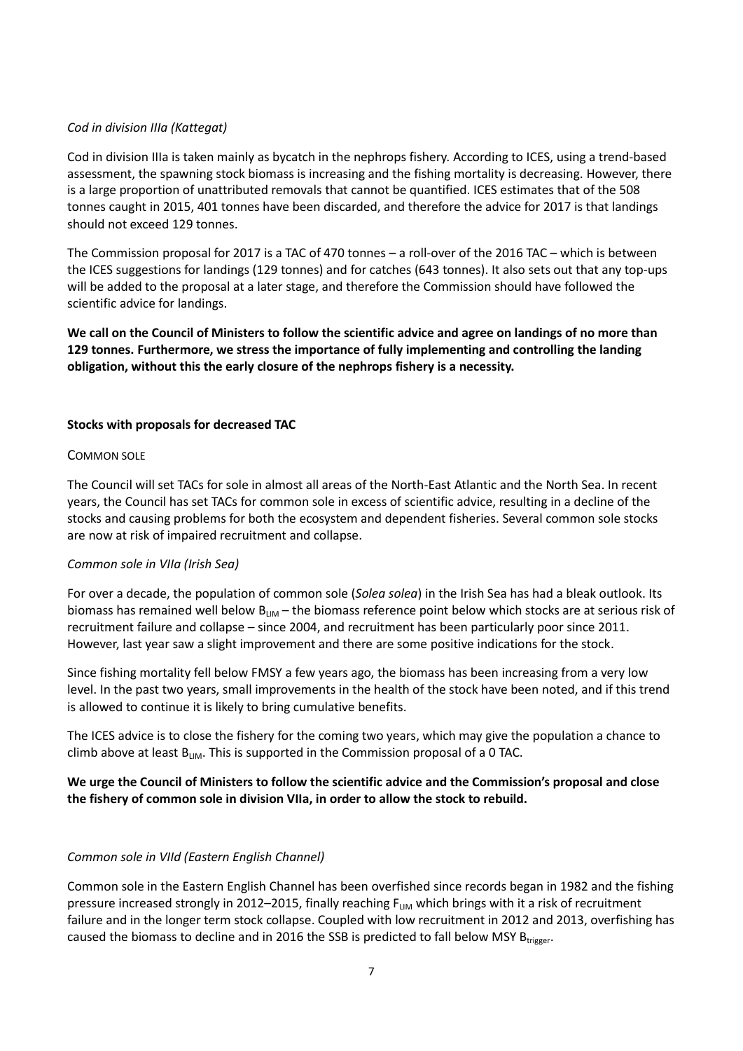*Cod in division IIIa (Kattegat)*

Cod in division IIIa is taken mainly as bycatch in the nephrops fishery. According to ICES, using a trend-based assessment, the spawning stock biomass is increasing and the fishing mortality is decreasing. However, there is a large proportion of unattributed removals that cannot be quantified. ICES estimates that of the 508 tonnes caught in 2015, 401 tonnes have been discarded, and therefore the advice for 2017 is that landings should not exceed 129 tonnes.

The Commission proposal for 2017 is a TAC of 470 tonnes – a roll-over of the 2016 TAC – which is between the ICES suggestions for landings (129 tonnes) and for catches (643 tonnes). It also sets out that any top-ups will be added to the proposal at a later stage, and therefore the Commission should have followed the scientific advice for landings.

**We call on the Council of Ministers to follow the scientific advice and agree on landings of no more than 129 tonnes. Furthermore, we stress the importance of fully implementing and controlling the landing obligation, without this the early closure of the nephrops fishery is a necessity.**

### Stocks with proposals for decreased TAC

#### COMMON SOLE

The Council will set TACs for sole in almost all areas of the North-East Atlantic and the North Sea. In recent years, the Council has set TACs for common sole in excess of scientific advice, resulting in a decline of the stocks and causing problems for both the ecosystem and dependent fisheries. Several common sole stocks are now at risk of impaired recruitment and collapse.

*Common sole in VIIa (Irish Sea)*

For over a decade, the population of common sole (*Solea solea*) in the Irish Sea has had a bleak outlook. Its biomass has remained well below $B_{LIM}$ – the biomass reference point below which stocks are at serious risk of recruitment failure and collapse – since 2004, and recruitment has been particularly poor since 2011. However, last year saw a slight improvement and there are some positive indications for the stock.

Since fishing mortality fell below FMSY a few years ago, the biomass has been increasing from a very low level. In the past two years, small improvements in the health of the stock have been noted, and if this trend is allowed to continue it is likely to bring cumulative benefits.

The ICES advice is to close the fishery for the coming two years, which may give the population a chance to climb above at least $B_{LIM}$. This is supported in the Commission proposal of a 0 TAC.

**We urge the Council of Ministers to follow the scientific advice and the Commission's proposal and close the fishery of common sole in division VIIa, in order to allow the stock to rebuild.**

*Common sole in VIId (Eastern English Channel)*

Common sole in the Eastern English Channel has been overfished since records began in 1982 and the fishing pressure increased strongly in 2012–2015, finally reaching $F_{LIM}$ which brings with it a risk of recruitment failure and in the longer term stock collapse. Coupled with low recruitment in 2012 and 2013, overfishing has caused the biomass to decline and in 2016 the SSB is predicted to fall below MSY $B_{trigger}$.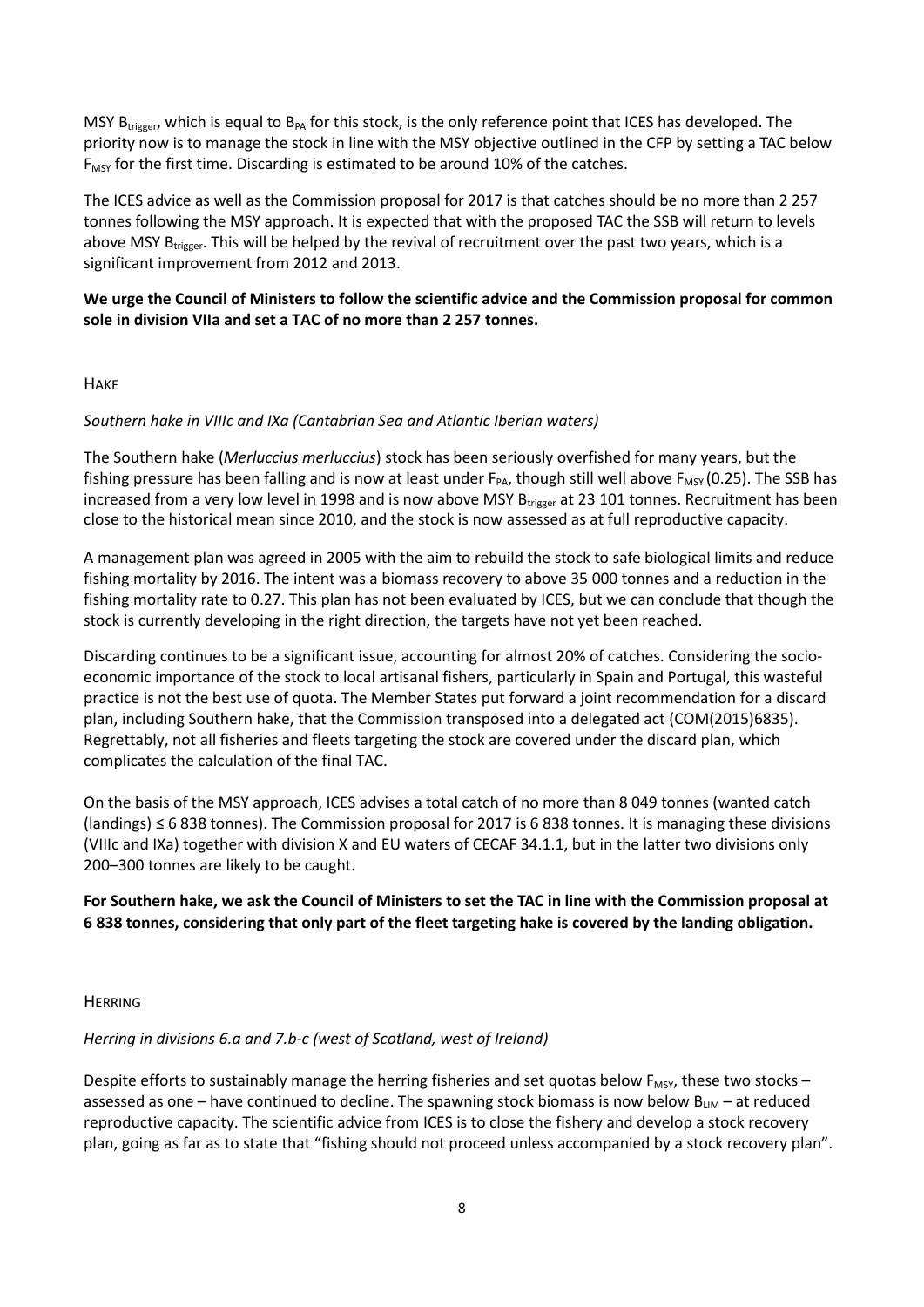MSY $B_{trigger}$, which is equal to $B_{PA}$ for this stock, is the only reference point that ICES has developed. The priority now is to manage the stock in line with the MSY objective outlined in the CFP by setting a TAC below $F_{MSY}$ for the first time. Discarding is estimated to be around 10% of the catches.

The ICES advice as well as the Commission proposal for 2017 is that catches should be no more than 2 257 tonnes following the MSY approach. It is expected that with the proposed TAC the SSB will return to levels above MSY $B_{trigger}$. This will be helped by the revival of recruitment over the past two years, which is a significant improvement from 2012 and 2013.

**We urge the Council of Ministers to follow the scientific advice and the Commission proposal for common sole in division VIIa and set a TAC of no more than 2 257 tonnes.**

## HAKE

*Southern hake in VIIIc and IXa (Cantabrian Sea and Atlantic Iberian waters)*

The Southern hake (*Merluccius merluccius*) stock has been seriously overfished for many years, but the fishing pressure has been falling and is now at least under $F_{PA}$, though still well above $F_{MSY}$ (0.25). The SSB has increased from a very low level in 1998 and is now above MSY $B_{trigger}$ at 23 101 tonnes. Recruitment has been close to the historical mean since 2010, and the stock is now assessed as at full reproductive capacity.

A management plan was agreed in 2005 with the aim to rebuild the stock to safe biological limits and reduce fishing mortality by 2016. The intent was a biomass recovery to above 35 000 tonnes and a reduction in the fishing mortality rate to 0.27. This plan has not been evaluated by ICES, but we can conclude that though the stock is currently developing in the right direction, the targets have not yet been reached.

Discarding continues to be a significant issue, accounting for almost 20% of catches. Considering the socio-economic importance of the stock to local artisanal fishers, particularly in Spain and Portugal, this wasteful practice is not the best use of quota. The Member States put forward a joint recommendation for a discard plan, including Southern hake, that the Commission transposed into a delegated act (COM(2015)6835). Regrettably, not all fisheries and fleets targeting the stock are covered under the discard plan, which complicates the calculation of the final TAC.

On the basis of the MSY approach, ICES advises a total catch of no more than 8 049 tonnes (wanted catch (landings) ≤ 6 838 tonnes). The Commission proposal for 2017 is 6 838 tonnes. It is managing these divisions (VIIIc and IXa) together with division X and EU waters of CECAF 34.1.1, but in the latter two divisions only 200–300 tonnes are likely to be caught.

**For Southern hake, we ask the Council of Ministers to set the TAC in line with the Commission proposal at 6 838 tonnes, considering that only part of the fleet targeting hake is covered by the landing obligation.**

## HERRING

*Herring in divisions 6.a and 7.b-c (west of Scotland, west of Ireland)*

Despite efforts to sustainably manage the herring fisheries and set quotas below $F_{MSY}$, these two stocks – assessed as one – have continued to decline. The spawning stock biomass is now below $B_{LIM}$ – at reduced reproductive capacity. The scientific advice from ICES is to close the fishery and develop a stock recovery plan, going as far as to state that "fishing should not proceed unless accompanied by a stock recovery plan".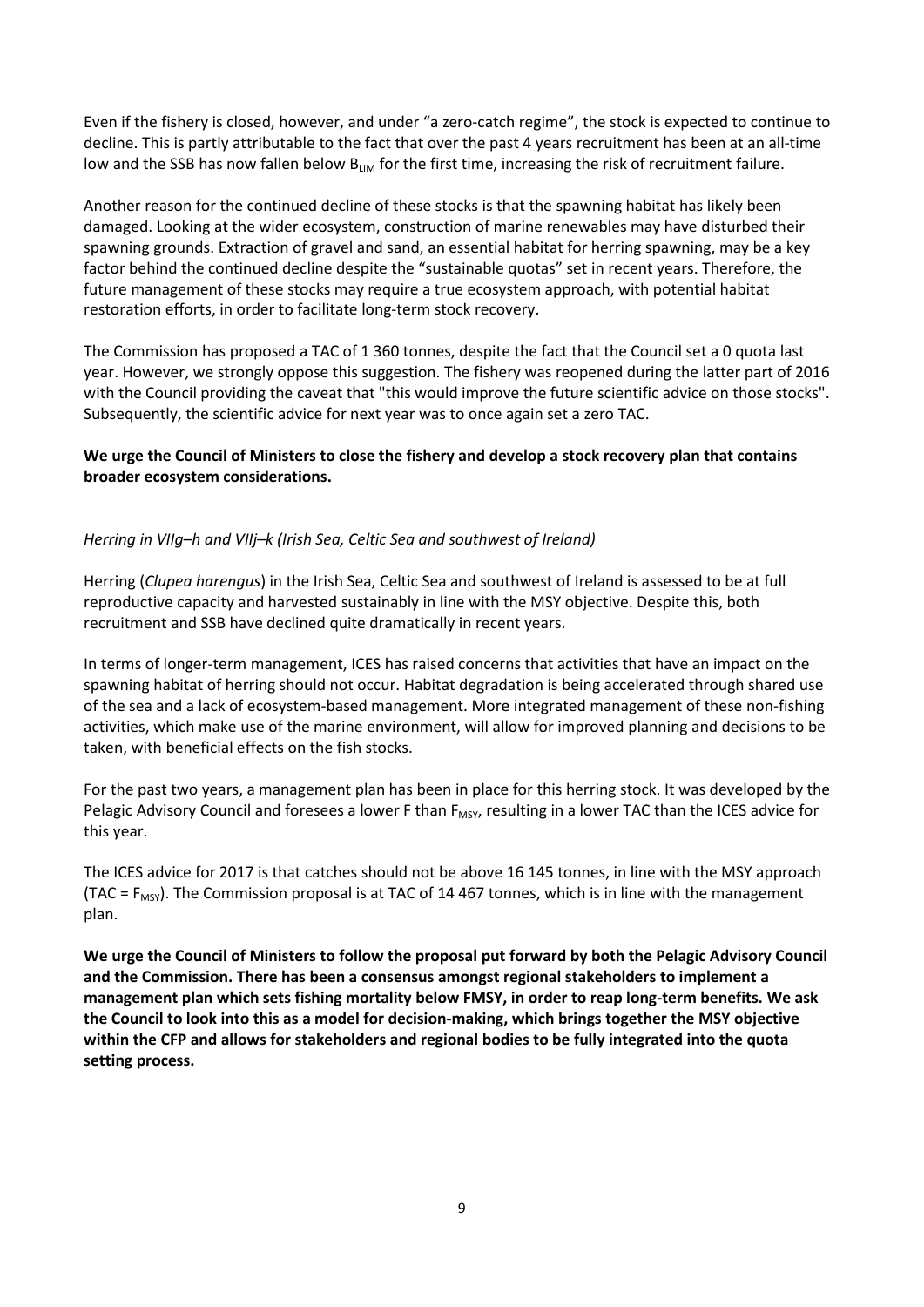Even if the fishery is closed, however, and under "a zero-catch regime", the stock is expected to continue to decline. This is partly attributable to the fact that over the past 4 years recruitment has been at an all-time low and the SSB has now fallen below $B_{LIM}$ for the first time, increasing the risk of recruitment failure.

Another reason for the continued decline of these stocks is that the spawning habitat has likely been damaged. Looking at the wider ecosystem, construction of marine renewables may have disturbed their spawning grounds. Extraction of gravel and sand, an essential habitat for herring spawning, may be a key factor behind the continued decline despite the "sustainable quotas" set in recent years. Therefore, the future management of these stocks may require a true ecosystem approach, with potential habitat restoration efforts, in order to facilitate long-term stock recovery.

The Commission has proposed a TAC of 1 360 tonnes, despite the fact that the Council set a 0 quota last year. However, we strongly oppose this suggestion. The fishery was reopened during the latter part of 2016 with the Council providing the caveat that "this would improve the future scientific advice on those stocks". Subsequently, the scientific advice for next year was to once again set a zero TAC.

**We urge the Council of Ministers to close the fishery and develop a stock recovery plan that contains broader ecosystem considerations.**

*Herring in VIIg–h and VIIj–k (Irish Sea, Celtic Sea and southwest of Ireland)*

Herring (*Clupea harengus*) in the Irish Sea, Celtic Sea and southwest of Ireland is assessed to be at full reproductive capacity and harvested sustainably in line with the MSY objective. Despite this, both recruitment and SSB have declined quite dramatically in recent years.

In terms of longer-term management, ICES has raised concerns that activities that have an impact on the spawning habitat of herring should not occur. Habitat degradation is being accelerated through shared use of the sea and a lack of ecosystem-based management. More integrated management of these non-fishing activities, which make use of the marine environment, will allow for improved planning and decisions to be taken, with beneficial effects on the fish stocks.

For the past two years, a management plan has been in place for this herring stock. It was developed by the Pelagic Advisory Council and foresees a lower F than $F_{MSY}$, resulting in a lower TAC than the ICES advice for this year.

The ICES advice for 2017 is that catches should not be above 16 145 tonnes, in line with the MSY approach (TAC = $F_{MSY}$). The Commission proposal is at TAC of 14 467 tonnes, which is in line with the management plan.

**We urge the Council of Ministers to follow the proposal put forward by both the Pelagic Advisory Council and the Commission. There has been a consensus amongst regional stakeholders to implement a management plan which sets fishing mortality below FMSY, in order to reap long-term benefits. We ask the Council to look into this as a model for decision-making, which brings together the MSY objective within the CFP and allows for stakeholders and regional bodies to be fully integrated into the quota setting process.**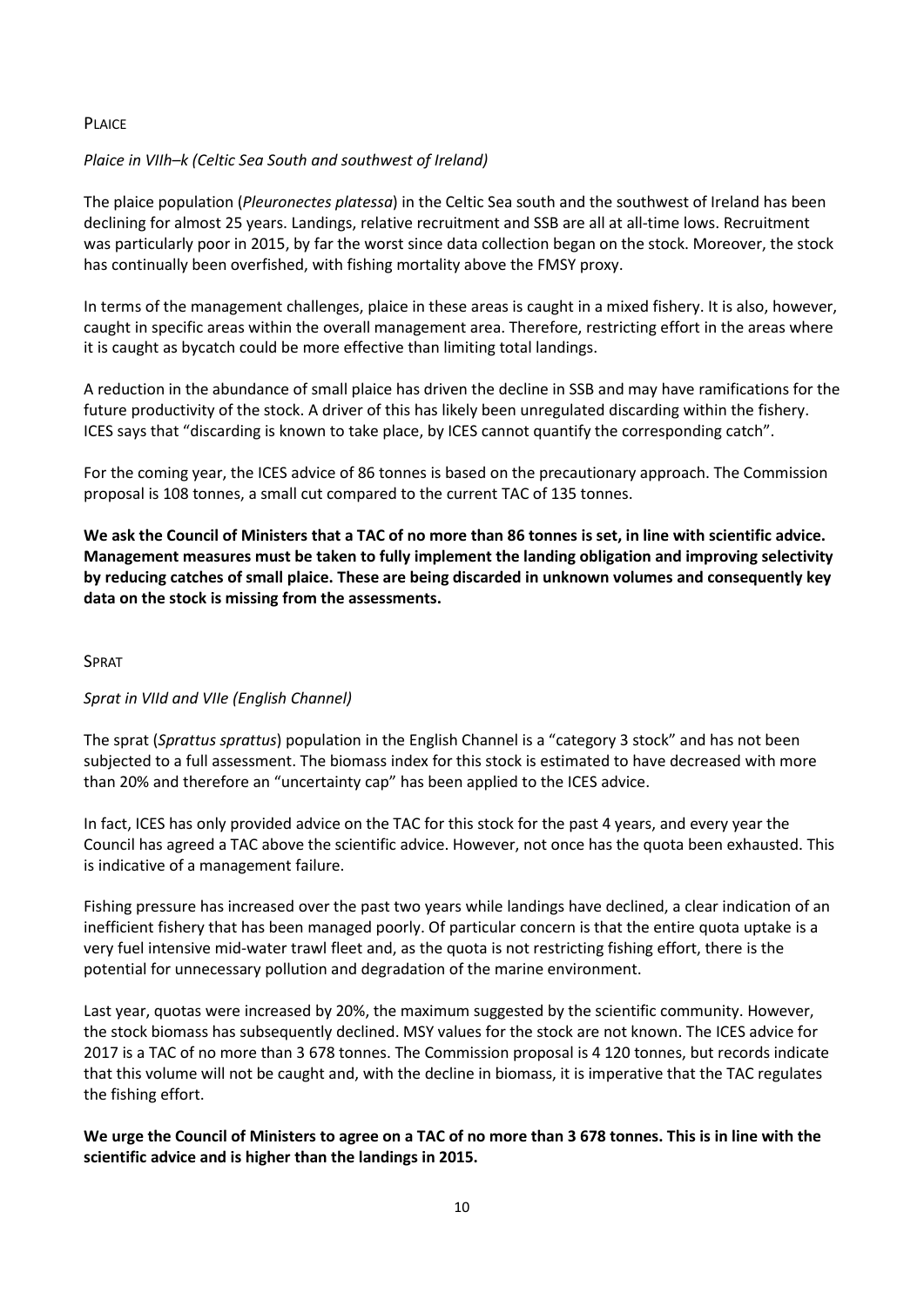## PLAICE

### *Plaice in VIIh–k (Celtic Sea South and southwest of Ireland)*

The plaice population (*Pleuronectes platessa*) in the Celtic Sea south and the southwest of Ireland has been declining for almost 25 years. Landings, relative recruitment and SSB are all at all-time lows. Recruitment was particularly poor in 2015, by far the worst since data collection began on the stock. Moreover, the stock has continually been overfished, with fishing mortality above the FMSY proxy.

In terms of the management challenges, plaice in these areas is caught in a mixed fishery. It is also, however, caught in specific areas within the overall management area. Therefore, restricting effort in the areas where it is caught as bycatch could be more effective than limiting total landings.

A reduction in the abundance of small plaice has driven the decline in SSB and may have ramifications for the future productivity of the stock. A driver of this has likely been unregulated discarding within the fishery. ICES says that "discarding is known to take place, by ICES cannot quantify the corresponding catch".

For the coming year, the ICES advice of 86 tonnes is based on the precautionary approach. The Commission proposal is 108 tonnes, a small cut compared to the current TAC of 135 tonnes.

**We ask the Council of Ministers that a TAC of no more than 86 tonnes is set, in line with scientific advice. Management measures must be taken to fully implement the landing obligation and improving selectivity by reducing catches of small plaice. These are being discarded in unknown volumes and consequently key data on the stock is missing from the assessments.**

## SPRAT

### *Sprat in VIId and VIIe (English Channel)*

The sprat (*Sprattus sprattus*) population in the English Channel is a "category 3 stock" and has not been subjected to a full assessment. The biomass index for this stock is estimated to have decreased with more than 20% and therefore an "uncertainty cap" has been applied to the ICES advice.

In fact, ICES has only provided advice on the TAC for this stock for the past 4 years, and every year the Council has agreed a TAC above the scientific advice. However, not once has the quota been exhausted. This is indicative of a management failure.

Fishing pressure has increased over the past two years while landings have declined, a clear indication of an inefficient fishery that has been managed poorly. Of particular concern is that the entire quota uptake is a very fuel intensive mid-water trawl fleet and, as the quota is not restricting fishing effort, there is the potential for unnecessary pollution and degradation of the marine environment.

Last year, quotas were increased by 20%, the maximum suggested by the scientific community. However, the stock biomass has subsequently declined. MSY values for the stock are not known. The ICES advice for 2017 is a TAC of no more than 3 678 tonnes. The Commission proposal is 4 120 tonnes, but records indicate that this volume will not be caught and, with the decline in biomass, it is imperative that the TAC regulates the fishing effort.

**We urge the Council of Ministers to agree on a TAC of no more than 3 678 tonnes. This is in line with the scientific advice and is higher than the landings in 2015.**